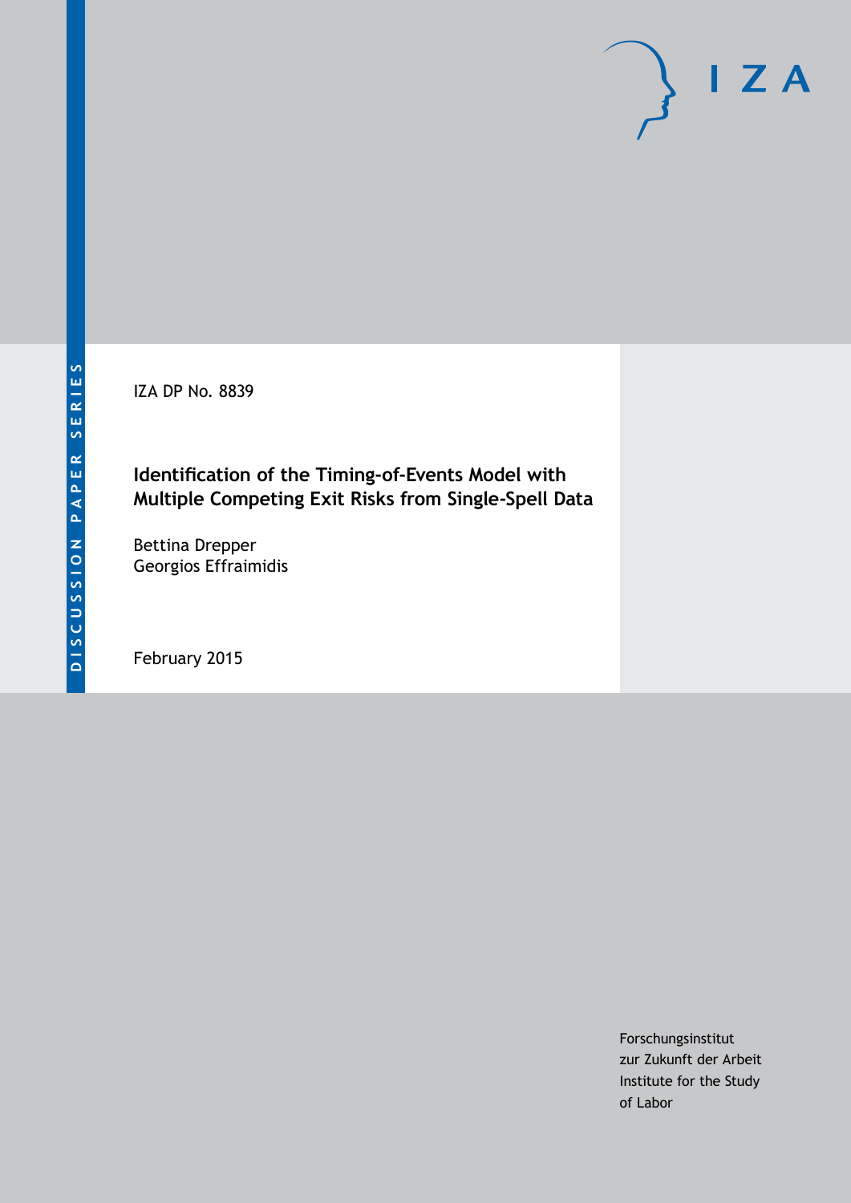DISCUSSION PAPER SERIES

IZA DP No. 8839

# Identification of the Timing-of-Events Model with Multiple Competing Exit Risks from Single-Spell Data

Bettina Drepper
Georgios Effraimidis

February 2015

Forschungsinstitut
zur Zukunft der Arbeit
Institute for the Study
of Labor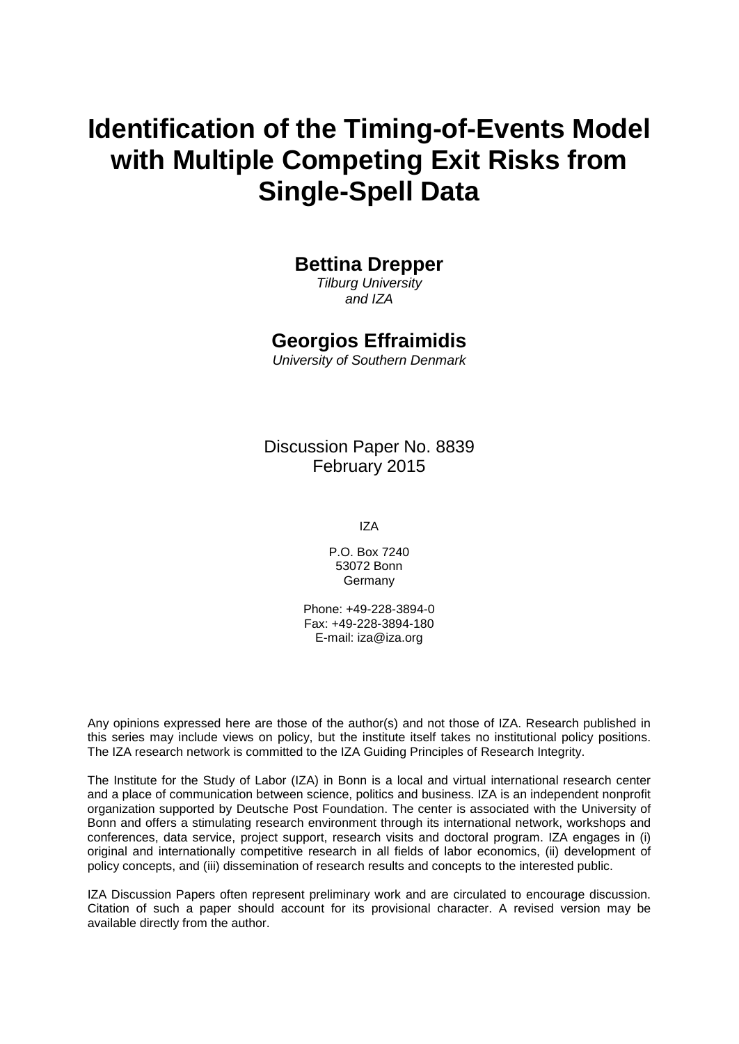# Identification of the Timing-of-Events Model with Multiple Competing Exit Risks from Single-Spell Data

**Bettina Drepper**
*Tilburg University*
*and IZA*

**Georgios Effraimidis**
*University of Southern Denmark*

Discussion Paper No. 8839
February 2015

IZA

P.O. Box 7240
53072 Bonn
Germany

Phone: +49-228-3894-0
Fax: +49-228-3894-180
E-mail: iza@iza.org

Any opinions expressed here are those of the author(s) and not those of IZA. Research published in this series may include views on policy, but the institute itself takes no institutional policy positions. The IZA research network is committed to the IZA Guiding Principles of Research Integrity.

The Institute for the Study of Labor (IZA) in Bonn is a local and virtual international research center and a place of communication between science, politics and business. IZA is an independent nonprofit organization supported by Deutsche Post Foundation. The center is associated with the University of Bonn and offers a stimulating research environment through its international network, workshops and conferences, data service, project support, research visits and doctoral program. IZA engages in (i) original and internationally competitive research in all fields of labor economics, (ii) development of policy concepts, and (iii) dissemination of research results and concepts to the interested public.

IZA Discussion Papers often represent preliminary work and are circulated to encourage discussion. Citation of such a paper should account for its provisional character. A revised version may be available directly from the author.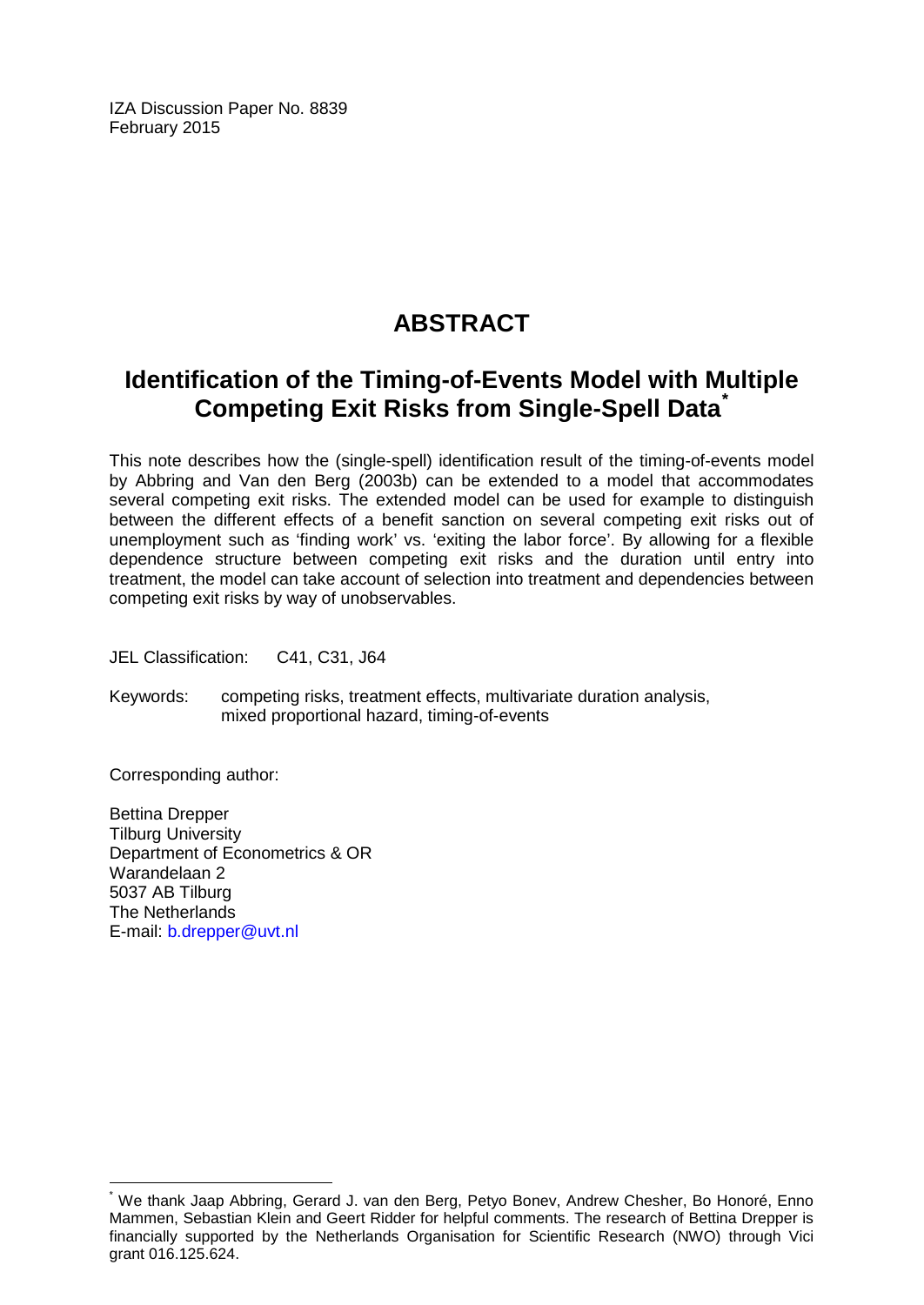IZA Discussion Paper No. 8839
February 2015

# ABSTRACT

## Identification of the Timing-of-Events Model with Multiple Competing Exit Risks from Single-Spell Data*

This note describes how the (single-spell) identification result of the timing-of-events model by Abbring and Van den Berg (2003b) can be extended to a model that accommodates several competing exit risks. The extended model can be used for example to distinguish between the different effects of a benefit sanction on several competing exit risks out of unemployment such as 'finding work' vs. 'exiting the labor force'. By allowing for a flexible dependence structure between competing exit risks and the duration until entry into treatment, the model can take account of selection into treatment and dependencies between competing exit risks by way of unobservables.

JEL Classification: C41, C31, J64

Keywords: competing risks, treatment effects, multivariate duration analysis, mixed proportional hazard, timing-of-events

Corresponding author:

Bettina Drepper
Tilburg University
Department of Econometrics & OR
Warandelaan 2
5037 AB Tilburg
The Netherlands
E-mail: b.drepper@uvt.nl

* We thank Jaap Abbring, Gerard J. van den Berg, Petyo Bonev, Andrew Chesher, Bo Honoré, Enno Mammen, Sebastian Klein and Geert Ridder for helpful comments. The research of Bettina Drepper is financially supported by the Netherlands Organisation for Scientific Research (NWO) through Vici grant 016.125.624.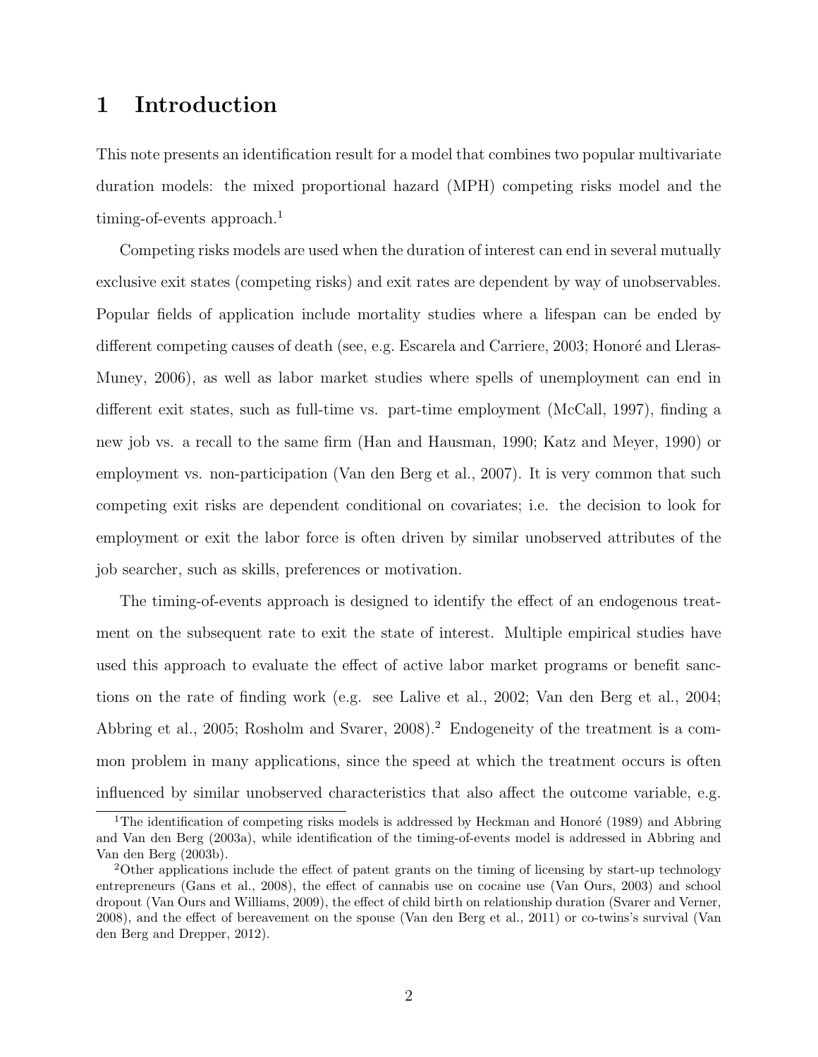# 1 Introduction

This note presents an identification result for a model that combines two popular multivariate duration models: the mixed proportional hazard (MPH) competing risks model and the timing-of-events approach.[1]

Competing risks models are used when the duration of interest can end in several mutually exclusive exit states (competing risks) and exit rates are dependent by way of unobservables. Popular fields of application include mortality studies where a lifespan can be ended by different competing causes of death (see, e.g. Escarela and Carriere, 2003; Honoré and Lleras-Muney, 2006), as well as labor market studies where spells of unemployment can end in different exit states, such as full-time vs. part-time employment (McCall, 1997), finding a new job vs. a recall to the same firm (Han and Hausman, 1990; Katz and Meyer, 1990) or employment vs. non-participation (Van den Berg et al., 2007). It is very common that such competing exit risks are dependent conditional on covariates; i.e. the decision to look for employment or exit the labor force is often driven by similar unobserved attributes of the job searcher, such as skills, preferences or motivation.

The timing-of-events approach is designed to identify the effect of an endogenous treatment on the subsequent rate to exit the state of interest. Multiple empirical studies have used this approach to evaluate the effect of active labor market programs or benefit sanctions on the rate of finding work (e.g. see Lalive et al., 2002; Van den Berg et al., 2004; Abbring et al., 2005; Rosholm and Svarer, 2008).[2] Endogeneity of the treatment is a common problem in many applications, since the speed at which the treatment occurs is often influenced by similar unobserved characteristics that also affect the outcome variable, e.g.

[1] The identification of competing risks models is addressed by Heckman and Honoré (1989) and Abbring and Van den Berg (2003a), while identification of the timing-of-events model is addressed in Abbring and Van den Berg (2003b).

[2] Other applications include the effect of patent grants on the timing of licensing by start-up technology entrepreneurs (Gans et al., 2008), the effect of cannabis use on cocaine use (Van Ours, 2003) and school dropout (Van Ours and Williams, 2009), the effect of child birth on relationship duration (Svarer and Verner, 2008), and the effect of bereavement on the spouse (Van den Berg et al., 2011) or co-twins's survival (Van den Berg and Drepper, 2012).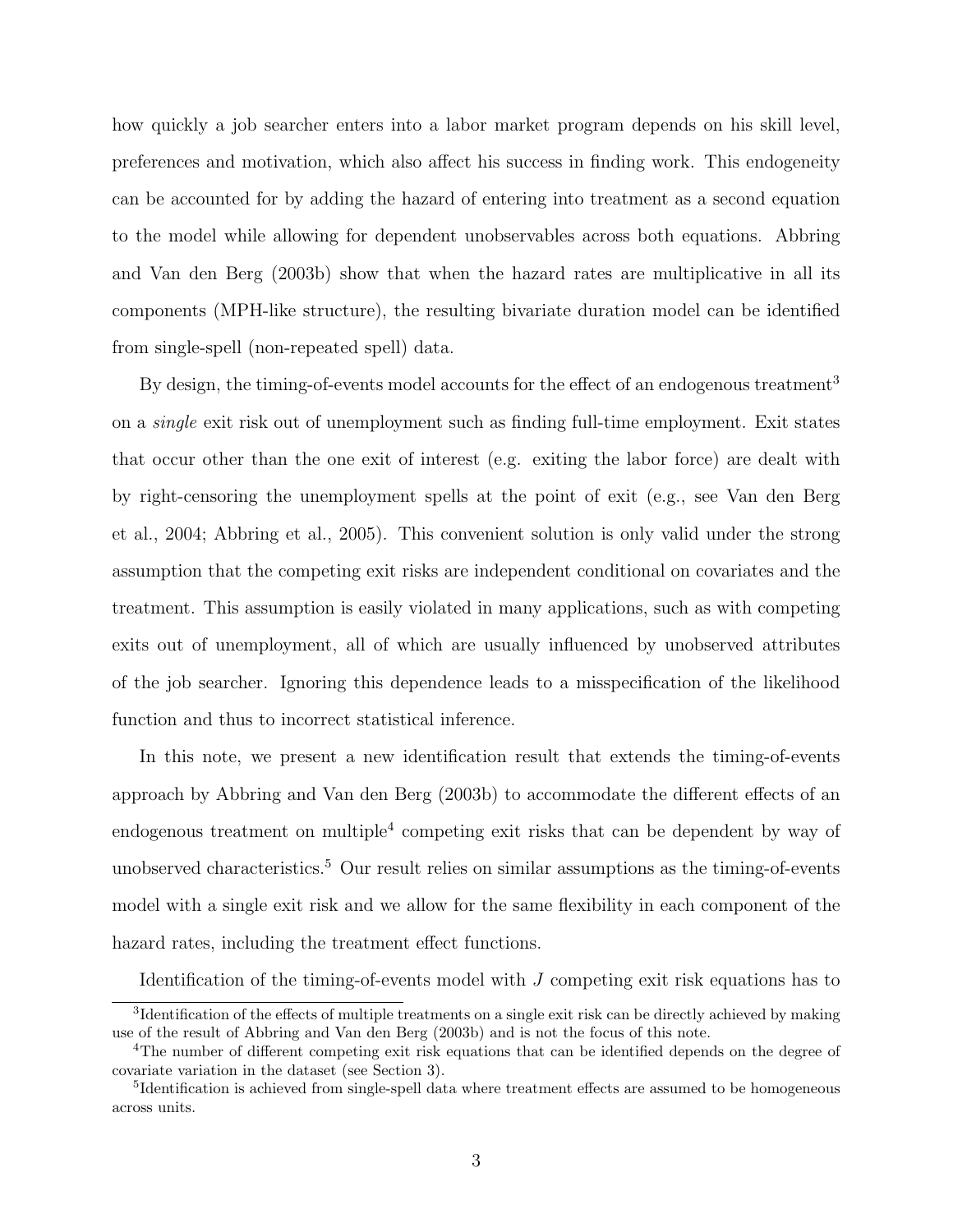how quickly a job searcher enters into a labor market program depends on his skill level, preferences and motivation, which also affect his success in finding work. This endogeneity can be accounted for by adding the hazard of entering into treatment as a second equation to the model while allowing for dependent unobservables across both equations. Abbring and Van den Berg (2003b) show that when the hazard rates are multiplicative in all its components (MPH-like structure), the resulting bivariate duration model can be identified from single-spell (non-repeated spell) data.

By design, the timing-of-events model accounts for the effect of an endogenous treatment[3] on a *single* exit risk out of unemployment such as finding full-time employment. Exit states that occur other than the one exit of interest (e.g. exiting the labor force) are dealt with by right-censoring the unemployment spells at the point of exit (e.g., see Van den Berg et al., 2004; Abbring et al., 2005). This convenient solution is only valid under the strong assumption that the competing exit risks are independent conditional on covariates and the treatment. This assumption is easily violated in many applications, such as with competing exits out of unemployment, all of which are usually influenced by unobserved attributes of the job searcher. Ignoring this dependence leads to a misspecification of the likelihood function and thus to incorrect statistical inference.

In this note, we present a new identification result that extends the timing-of-events approach by Abbring and Van den Berg (2003b) to accommodate the different effects of an endogenous treatment on multiple[4] competing exit risks that can be dependent by way of unobserved characteristics.[5] Our result relies on similar assumptions as the timing-of-events model with a single exit risk and we allow for the same flexibility in each component of the hazard rates, including the treatment effect functions.

Identification of the timing-of-events model with $J$ competing exit risk equations has to

---

[3] Identification of the effects of multiple treatments on a single exit risk can be directly achieved by making use of the result of Abbring and Van den Berg (2003b) and is not the focus of this note.

[4] The number of different competing exit risk equations that can be identified depends on the degree of covariate variation in the dataset (see Section 3).

[5] Identification is achieved from single-spell data where treatment effects are assumed to be homogeneous across units.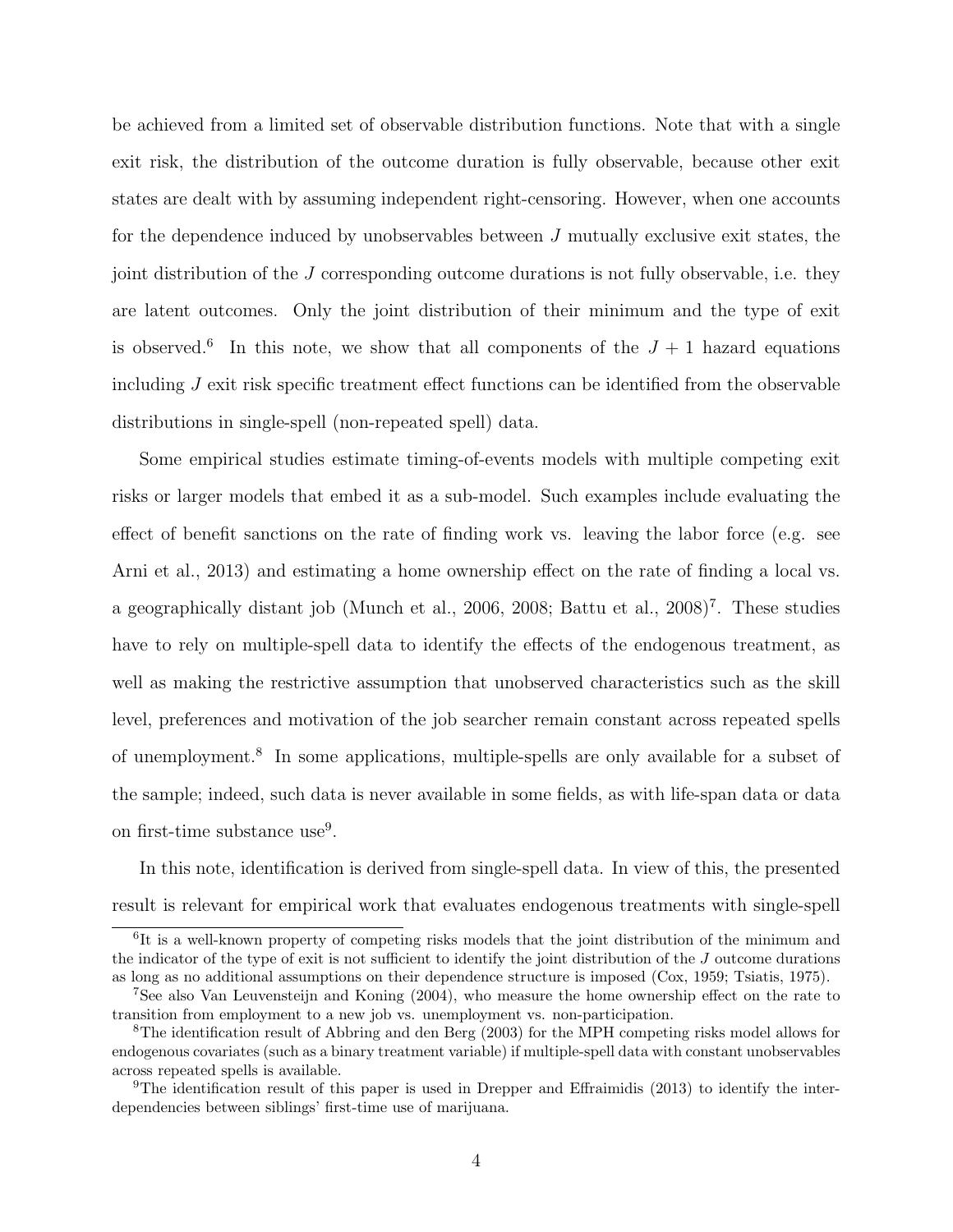be achieved from a limited set of observable distribution functions. Note that with a single exit risk, the distribution of the outcome duration is fully observable, because other exit states are dealt with by assuming independent right-censoring. However, when one accounts for the dependence induced by unobservables between $J$ mutually exclusive exit states, the joint distribution of the $J$ corresponding outcome durations is not fully observable, i.e. they are latent outcomes. Only the joint distribution of their minimum and the type of exit is observed.[6] In this note, we show that all components of the $J+1$ hazard equations including $J$ exit risk specific treatment effect functions can be identified from the observable distributions in single-spell (non-repeated spell) data.

Some empirical studies estimate timing-of-events models with multiple competing exit risks or larger models that embed it as a sub-model. Such examples include evaluating the effect of benefit sanctions on the rate of finding work vs. leaving the labor force (e.g. see Arni et al., 2013) and estimating a home ownership effect on the rate of finding a local vs. a geographically distant job (Munch et al., 2006, 2008; Battu et al., 2008)[7]. These studies have to rely on multiple-spell data to identify the effects of the endogenous treatment, as well as making the restrictive assumption that unobserved characteristics such as the skill level, preferences and motivation of the job searcher remain constant across repeated spells of unemployment.[8] In some applications, multiple-spells are only available for a subset of the sample; indeed, such data is never available in some fields, as with life-span data or data on first-time substance use[9].

In this note, identification is derived from single-spell data. In view of this, the presented result is relevant for empirical work that evaluates endogenous treatments with single-spell

---

[6] It is a well-known property of competing risks models that the joint distribution of the minimum and the indicator of the type of exit is not sufficient to identify the joint distribution of the $J$ outcome durations as long as no additional assumptions on their dependence structure is imposed (Cox, 1959; Tsiatis, 1975).

[7] See also Van Leuvensteijn and Koning (2004), who measure the home ownership effect on the rate to transition from employment to a new job vs. unemployment vs. non-participation.

[8] The identification result of Abbring and den Berg (2003) for the MPH competing risks model allows for endogenous covariates (such as a binary treatment variable) if multiple-spell data with constant unobservables across repeated spells is available.

[9] The identification result of this paper is used in Drepper and Effraimidis (2013) to identify the interdependencies between siblings' first-time use of marijuana.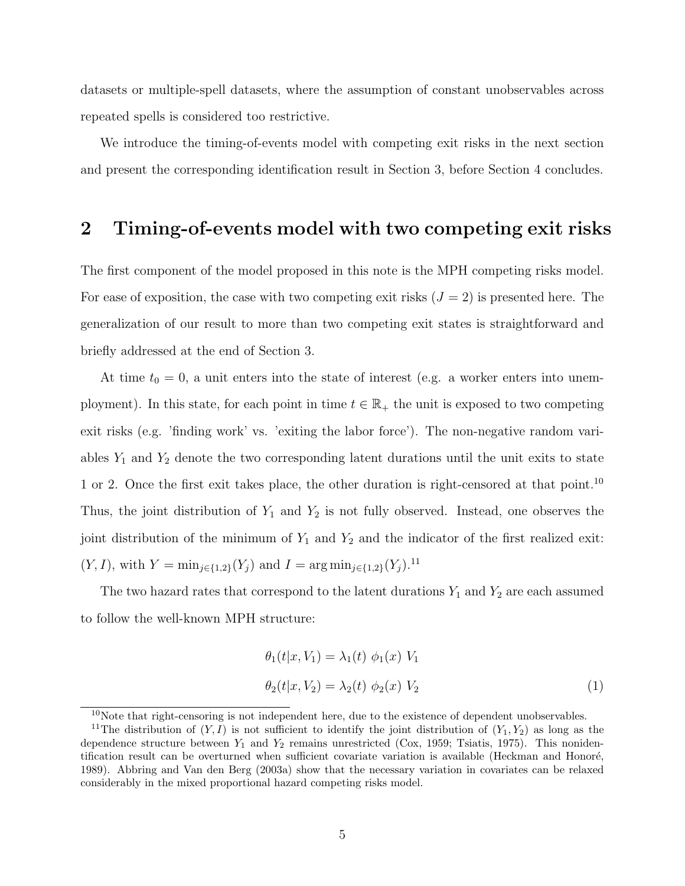datasets or multiple-spell datasets, where the assumption of constant unobservables across repeated spells is considered too restrictive.

We introduce the timing-of-events model with competing exit risks in the next section and present the corresponding identification result in Section 3, before Section 4 concludes.

## 2 Timing-of-events model with two competing exit risks

The first component of the model proposed in this note is the MPH competing risks model. For ease of exposition, the case with two competing exit risks ($J = 2$) is presented here. The generalization of our result to more than two competing exit states is straightforward and briefly addressed at the end of Section 3.

At time $t_0 = 0$, a unit enters into the state of interest (e.g. a worker enters into unemployment). In this state, for each point in time $t \in \mathbb{R}_+$ the unit is exposed to two competing exit risks (e.g. 'finding work' vs. 'exiting the labor force'). The non-negative random variables $Y_1$ and $Y_2$ denote the two corresponding latent durations until the unit exits to state 1 or 2. Once the first exit takes place, the other duration is right-censored at that point.[10] Thus, the joint distribution of $Y_1$ and $Y_2$ is not fully observed. Instead, one observes the joint distribution of the minimum of $Y_1$ and $Y_2$ and the indicator of the first realized exit: $(Y, I)$, with $Y = \min_{j\in\{1,2\}}(Y_j)$ and $I = \arg\min_{j\in\{1,2\}}(Y_j)$.[11]

The two hazard rates that correspond to the latent durations $Y_1$ and $Y_2$ are each assumed to follow the well-known MPH structure:

$$
\begin{aligned}
\theta_1(t|x, V_1) &= \lambda_1(t)\ \phi_1(x)\ V_1 \\
\theta_2(t|x, V_2) &= \lambda_2(t)\ \phi_2(x)\ V_2
\end{aligned}
\tag{1}
$$

[10] Note that right-censoring is not independent here, due to the existence of dependent unobservables.

[11] The distribution of $(Y, I)$ is not sufficient to identify the joint distribution of $(Y_1, Y_2)$ as long as the dependence structure between $Y_1$ and $Y_2$ remains unrestricted (Cox, 1959; Tsiatis, 1975). This nonidentification result can be overturned when sufficient covariate variation is available (Heckman and Honoré, 1989). Abbring and Van den Berg (2003a) show that the necessary variation in covariates can be relaxed considerably in the mixed proportional hazard competing risks model.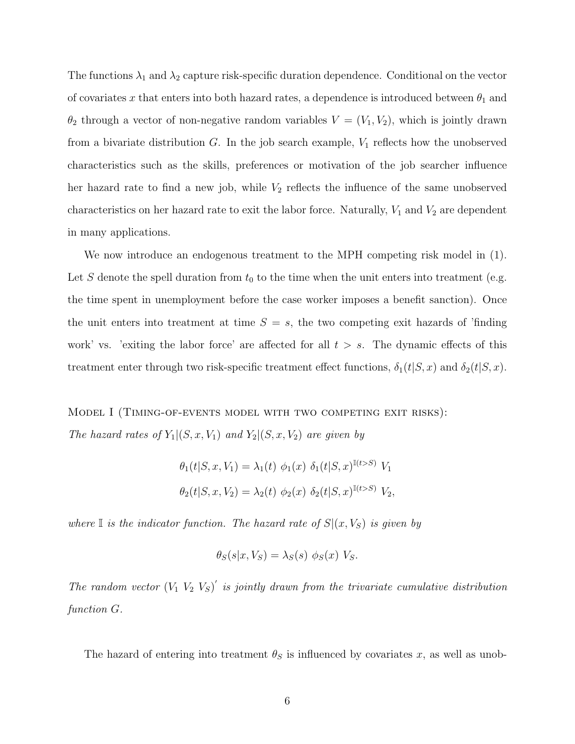The functions $\lambda_1$ and $\lambda_2$ capture risk-specific duration dependence. Conditional on the vector of covariates $x$ that enters into both hazard rates, a dependence is introduced between $\theta_1$ and $\theta_2$ through a vector of non-negative random variables $V = (V_1, V_2)$, which is jointly drawn from a bivariate distribution $G$. In the job search example, $V_1$ reflects how the unobserved characteristics such as the skills, preferences or motivation of the job searcher influence her hazard rate to find a new job, while $V_2$ reflects the influence of the same unobserved characteristics on her hazard rate to exit the labor force. Naturally, $V_1$ and $V_2$ are dependent in many applications.

We now introduce an endogenous treatment to the MPH competing risk model in (1). Let $S$ denote the spell duration from $t_0$ to the time when the unit enters into treatment (e.g. the time spent in unemployment before the case worker imposes a benefit sanction). Once the unit enters into treatment at time $S = s$, the two competing exit hazards of 'finding work' vs. 'exiting the labor force' are affected for all $t > s$. The dynamic effects of this treatment enter through two risk-specific treatment effect functions, $\delta_1(t|S, x)$ and $\delta_2(t|S, x)$.

Model I (Timing-of-events model with two competing exit risks):
*The hazard rates of $Y_1|(S, x, V_1)$ and $Y_2|(S, x, V_2)$ are given by*

$$\theta_1(t|S, x, V_1) = \lambda_1(t)\ \phi_1(x)\ \delta_1(t|S, x)^{\mathbb{I}(t>S)}\ V_1$$

$$\theta_2(t|S, x, V_2) = \lambda_2(t)\ \phi_2(x)\ \delta_2(t|S, x)^{\mathbb{I}(t>S)}\ V_2,$$

*where $\mathbb{I}$ is the indicator function. The hazard rate of $S|(x, V_S)$ is given by*

$$\theta_S(s|x, V_S) = \lambda_S(s)\ \phi_S(x)\ V_S.$$

*The random vector $(V_1\ V_2\ V_S)'$ is jointly drawn from the trivariate cumulative distribution function $G$.*

The hazard of entering into treatment $\theta_S$ is influenced by covariates $x$, as well as unob-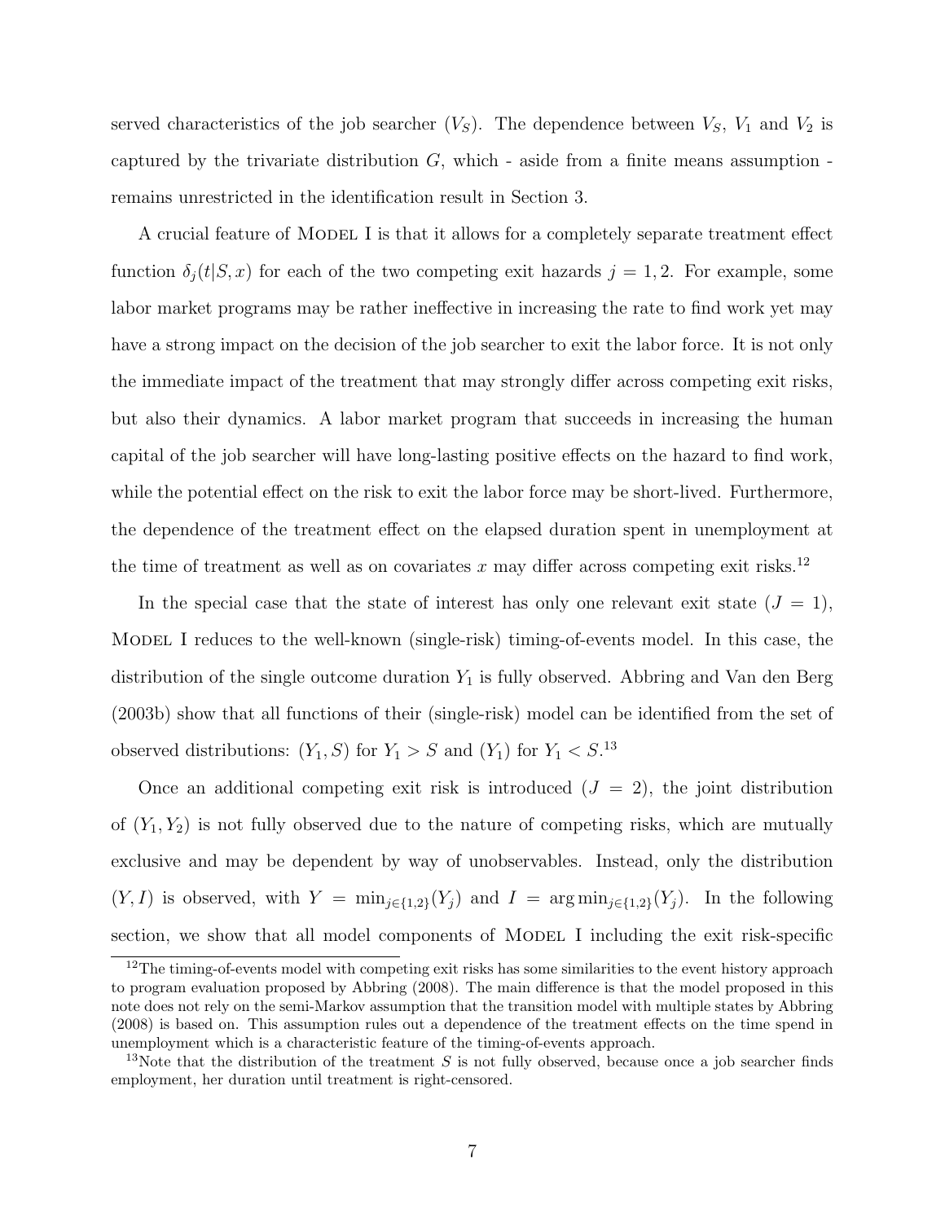served characteristics of the job searcher ($V_S$). The dependence between $V_S$, $V_1$ and $V_2$ is captured by the trivariate distribution $G$, which - aside from a finite means assumption - remains unrestricted in the identification result in Section 3.

A crucial feature of MODEL I is that it allows for a completely separate treatment effect function $\delta_j(t|S, x)$ for each of the two competing exit hazards $j = 1, 2$. For example, some labor market programs may be rather ineffective in increasing the rate to find work yet may have a strong impact on the decision of the job searcher to exit the labor force. It is not only the immediate impact of the treatment that may strongly differ across competing exit risks, but also their dynamics. A labor market program that succeeds in increasing the human capital of the job searcher will have long-lasting positive effects on the hazard to find work, while the potential effect on the risk to exit the labor force may be short-lived. Furthermore, the dependence of the treatment effect on the elapsed duration spent in unemployment at the time of treatment as well as on covariates $x$ may differ across competing exit risks.[12]

In the special case that the state of interest has only one relevant exit state ($J = 1$), MODEL I reduces to the well-known (single-risk) timing-of-events model. In this case, the distribution of the single outcome duration $Y_1$ is fully observed. Abbring and Van den Berg (2003b) show that all functions of their (single-risk) model can be identified from the set of observed distributions: $(Y_1, S)$ for $Y_1 > S$ and $(Y_1)$ for $Y_1 < S$.[13]

Once an additional competing exit risk is introduced ($J = 2$), the joint distribution of $(Y_1, Y_2)$ is not fully observed due to the nature of competing risks, which are mutually exclusive and may be dependent by way of unobservables. Instead, only the distribution $(Y, I)$ is observed, with $Y = \min_{j\in\{1,2\}}(Y_j)$ and $I = \arg\min_{j\in\{1,2\}}(Y_j)$. In the following section, we show that all model components of MODEL I including the exit risk-specific

[12] The timing-of-events model with competing exit risks has some similarities to the event history approach to program evaluation proposed by Abbring (2008). The main difference is that the model proposed in this note does not rely on the semi-Markov assumption that the transition model with multiple states by Abbring (2008) is based on. This assumption rules out a dependence of the treatment effects on the time spend in unemployment which is a characteristic feature of the timing-of-events approach.

[13] Note that the distribution of the treatment $S$ is not fully observed, because once a job searcher finds employment, her duration until treatment is right-censored.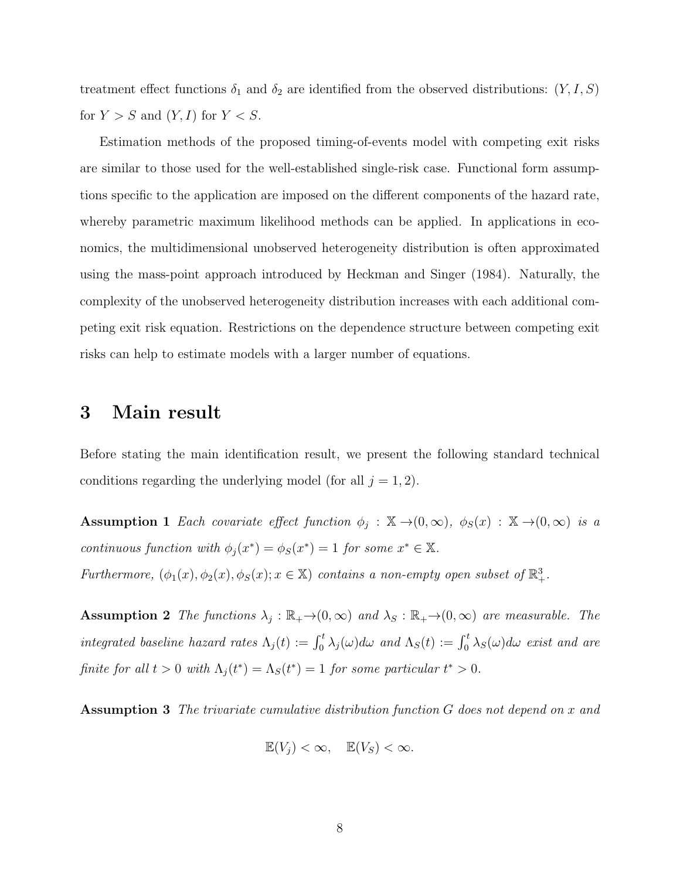treatment effect functions $\delta_1$ and $\delta_2$ are identified from the observed distributions: $(Y, I, S)$ for $Y > S$ and $(Y, I)$ for $Y < S$.

Estimation methods of the proposed timing-of-events model with competing exit risks are similar to those used for the well-established single-risk case. Functional form assumptions specific to the application are imposed on the different components of the hazard rate, whereby parametric maximum likelihood methods can be applied. In applications in economics, the multidimensional unobserved heterogeneity distribution is often approximated using the mass-point approach introduced by Heckman and Singer (1984). Naturally, the complexity of the unobserved heterogeneity distribution increases with each additional competing exit risk equation. Restrictions on the dependence structure between competing exit risks can help to estimate models with a larger number of equations.

# 3 Main result

Before stating the main identification result, we present the following standard technical conditions regarding the underlying model (for all $j = 1, 2$).

**Assumption 1** *Each covariate effect function $\phi_j : \mathbb{X} \to (0, \infty)$, $\phi_S(x) : \mathbb{X} \to (0, \infty)$ is a continuous function with $\phi_j(x^*) = \phi_S(x^*) = 1$ for some $x^* \in \mathbb{X}$.*
*Furthermore, $(\phi_1(x), \phi_2(x), \phi_S(x); x \in \mathbb{X})$ contains a non-empty open subset of $\mathbb{R}^3_+$.*

**Assumption 2** *The functions $\lambda_j : \mathbb{R}_+ \to (0, \infty)$ and $\lambda_S : \mathbb{R}_+ \to (0, \infty)$ are measurable. The integrated baseline hazard rates $\Lambda_j(t) := \int_0^t \lambda_j(\omega)d\omega$ and $\Lambda_S(t) := \int_0^t \lambda_S(\omega)d\omega$ exist and are finite for all $t > 0$ with $\Lambda_j(t^*) = \Lambda_S(t^*) = 1$ for some particular $t^* > 0$.*

**Assumption 3** *The trivariate cumulative distribution function $G$ does not depend on $x$ and*

$$\mathbb{E}(V_j) < \infty, \quad \mathbb{E}(V_S) < \infty.$$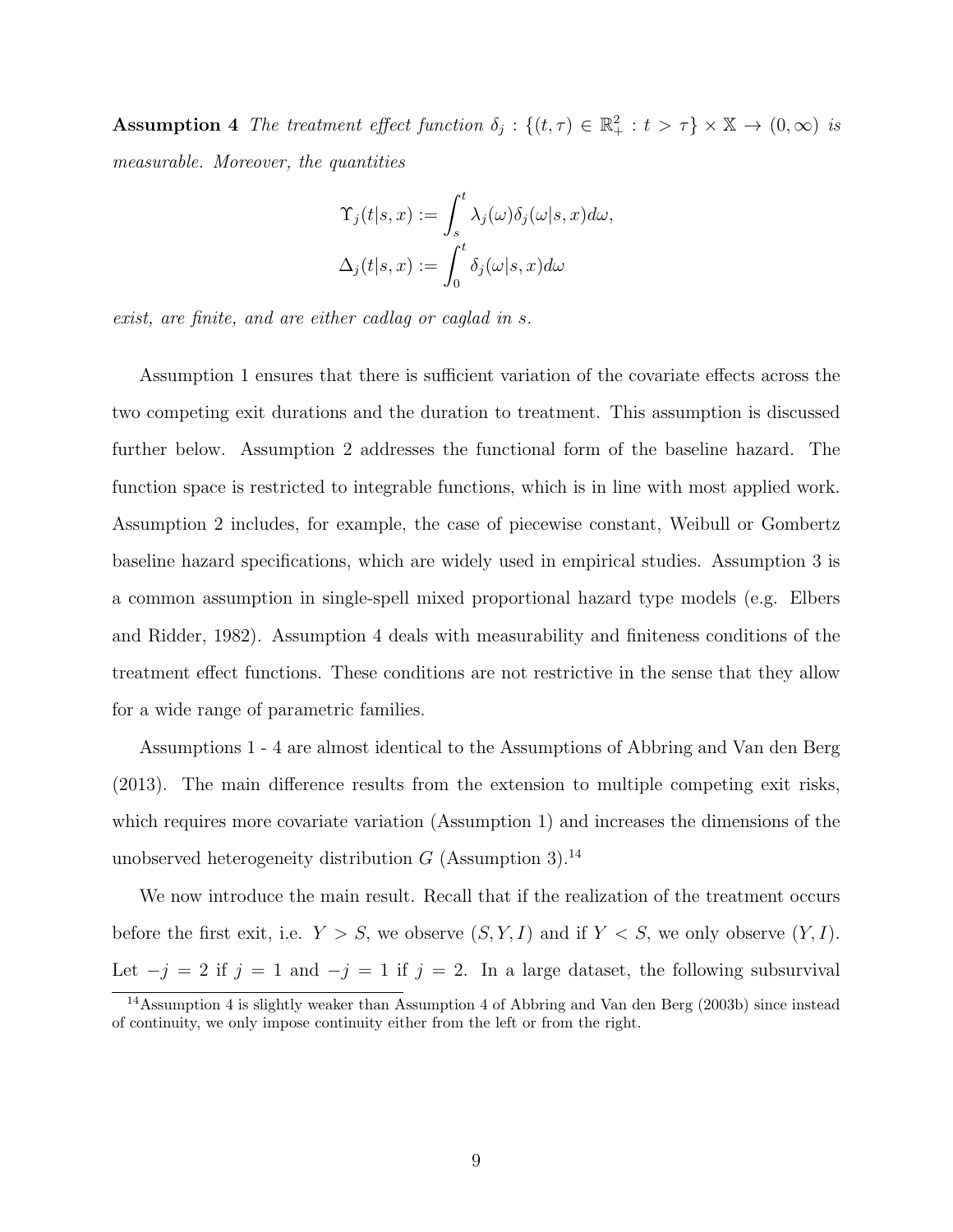**Assumption 4** *The treatment effect function* $\delta_j : \{(t,\tau) \in \mathbb{R}_+^2 : t > \tau\} \times \mathbb{X} \to (0,\infty)$ *is measurable. Moreover, the quantities*

$$\Upsilon_j(t|s,x) := \int_s^t \lambda_j(\omega)\delta_j(\omega|s,x)d\omega,$$
$$\Delta_j(t|s,x) := \int_0^t \delta_j(\omega|s,x)d\omega$$

*exist, are finite, and are either cadlag or caglad in* $s$.

Assumption 1 ensures that there is sufficient variation of the covariate effects across the two competing exit durations and the duration to treatment. This assumption is discussed further below. Assumption 2 addresses the functional form of the baseline hazard. The function space is restricted to integrable functions, which is in line with most applied work. Assumption 2 includes, for example, the case of piecewise constant, Weibull or Gombertz baseline hazard specifications, which are widely used in empirical studies. Assumption 3 is a common assumption in single-spell mixed proportional hazard type models (e.g. Elbers and Ridder, 1982). Assumption 4 deals with measurability and finiteness conditions of the treatment effect functions. These conditions are not restrictive in the sense that they allow for a wide range of parametric families.

Assumptions 1 - 4 are almost identical to the Assumptions of Abbring and Van den Berg (2013). The main difference results from the extension to multiple competing exit risks, which requires more covariate variation (Assumption 1) and increases the dimensions of the unobserved heterogeneity distribution $G$ (Assumption 3).[14]

We now introduce the main result. Recall that if the realization of the treatment occurs before the first exit, i.e. $Y > S$, we observe $(S, Y, I)$ and if $Y < S$, we only observe $(Y, I)$. Let $-j = 2$ if $j = 1$ and $-j = 1$ if $j = 2$. In a large dataset, the following subsurvival

[14] Assumption 4 is slightly weaker than Assumption 4 of Abbring and Van den Berg (2003b) since instead of continuity, we only impose continuity either from the left or from the right.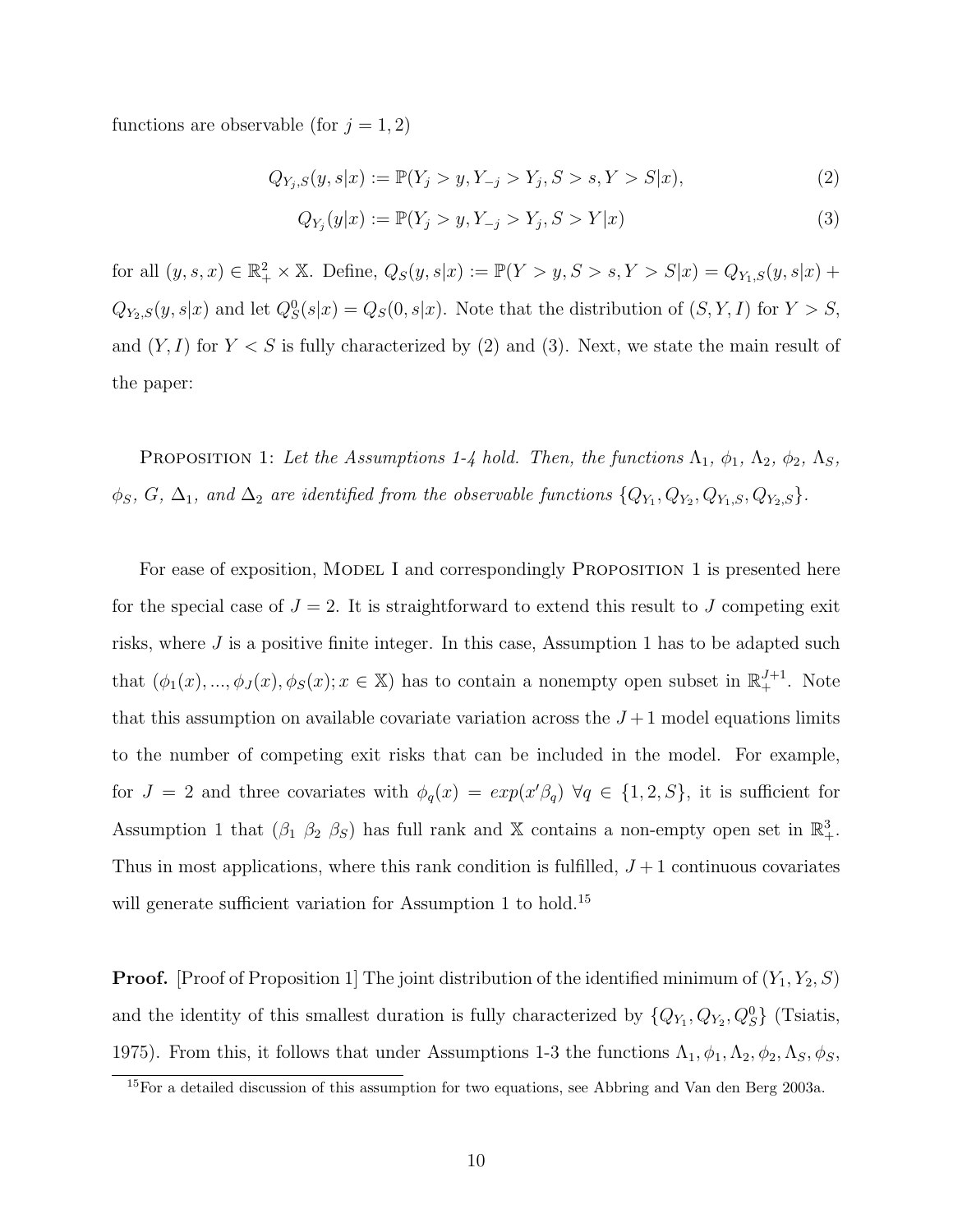functions are observable (for $j = 1, 2$)

$$Q_{Y_j,S}(y, s|x) := \mathbb{P}(Y_j > y, Y_{-j} > Y_j, S > s, Y > S|x), \tag{2}$$

$$Q_{Y_j}(y|x) := \mathbb{P}(Y_j > y, Y_{-j} > Y_j, S > Y|x) \tag{3}$$

for all $(y, s, x) \in \mathbb{R}^2_+ \times \mathbb{X}$. Define, $Q_S(y, s|x) := \mathbb{P}(Y > y, S > s, Y > S|x) = Q_{Y_1,S}(y, s|x) + Q_{Y_2,S}(y, s|x)$ and let $Q^0_S(s|x) = Q_S(0, s|x)$. Note that the distribution of $(S, Y, I)$ for $Y > S$, and $(Y, I)$ for $Y < S$ is fully characterized by (2) and (3). Next, we state the main result of the paper:

Proposition 1: *Let the Assumptions 1-4 hold. Then, the functions $\Lambda_1$, $\phi_1$, $\Lambda_2$, $\phi_2$, $\Lambda_S$, $\phi_S$, $G$, $\Delta_1$, and $\Delta_2$ are identified from the observable functions $\{Q_{Y_1}, Q_{Y_2}, Q_{Y_1,S}, Q_{Y_2,S}\}$.*

For ease of exposition, Model I and correspondingly Proposition 1 is presented here for the special case of $J = 2$. It is straightforward to extend this result to $J$ competing exit risks, where $J$ is a positive finite integer. In this case, Assumption 1 has to be adapted such that $(\phi_1(x), ..., \phi_J(x), \phi_S(x); x \in \mathbb{X})$ has to contain a nonempty open subset in $\mathbb{R}^{J+1}_+$. Note that this assumption on available covariate variation across the $J+1$ model equations limits to the number of competing exit risks that can be included in the model. For example, for $J = 2$ and three covariates with $\phi_q(x) = exp(x'\beta_q)\ \forall q \in \{1, 2, S\}$, it is sufficient for Assumption 1 that $(\beta_1\ \beta_2\ \beta_S)$ has full rank and $\mathbb{X}$ contains a non-empty open set in $\mathbb{R}^3_+$. Thus in most applications, where this rank condition is fulfilled, $J + 1$ continuous covariates will generate sufficient variation for Assumption 1 to hold.[15]

**Proof.** [Proof of Proposition 1] The joint distribution of the identified minimum of $(Y_1, Y_2, S)$ and the identity of this smallest duration is fully characterized by $\{Q_{Y_1}, Q_{Y_2}, Q^0_S\}$ (Tsiatis, 1975). From this, it follows that under Assumptions 1-3 the functions $\Lambda_1, \phi_1, \Lambda_2, \phi_2, \Lambda_S, \phi_S$,

[15]For a detailed discussion of this assumption for two equations, see Abbring and Van den Berg 2003a.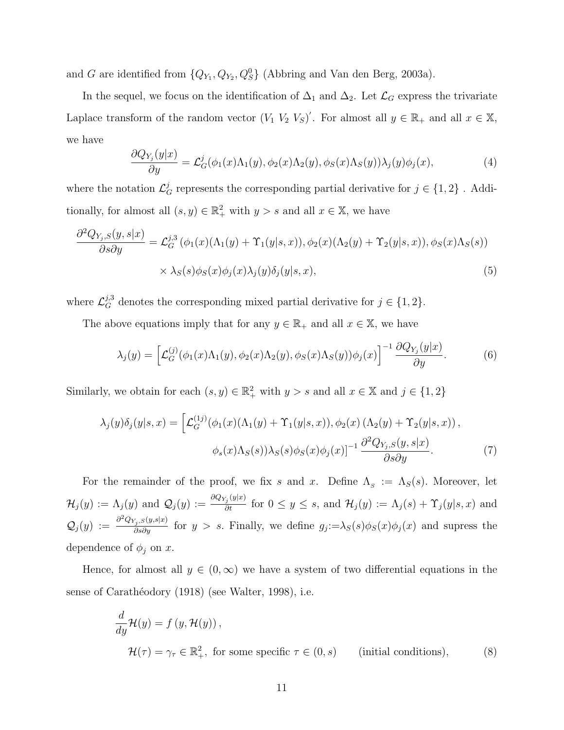and $G$ are identified from $\{Q_{Y_1}, Q_{Y_2}, Q_S^0\}$ (Abbring and Van den Berg, 2003a).

In the sequel, we focus on the identification of $\Delta_1$ and $\Delta_2$. Let $\mathcal{L}_G$ express the trivariate Laplace transform of the random vector $(V_1\ V_2\ V_S)'$. For almost all $y \in \mathbb{R}_+$ and all $x \in \mathbb{X}$, we have

$$\frac{\partial Q_{Y_j}(y|x)}{\partial y} = \mathcal{L}_G^j(\phi_1(x)\Lambda_1(y), \phi_2(x)\Lambda_2(y), \phi_S(x)\Lambda_S(y))\lambda_j(y)\phi_j(x), \tag{4}$$

where the notation $\mathcal{L}_G^j$ represents the corresponding partial derivative for $j \in \{1, 2\}$ . Additionally, for almost all $(s, y) \in \mathbb{R}_+^2$ with $y > s$ and all $x \in \mathbb{X}$, we have

$$\begin{aligned}\frac{\partial^2 Q_{Y_j,S}(y, s|x)}{\partial s \partial y} &= \mathcal{L}_G^{j,3}\left(\phi_1(x)(\Lambda_1(y) + \Upsilon_1(y|s, x)), \phi_2(x)(\Lambda_2(y) + \Upsilon_2(y|s, x)), \phi_S(x)\Lambda_S(s)\right) \\ &\quad \times \lambda_S(s)\phi_S(x)\phi_j(x)\lambda_j(y)\delta_j(y|s, x),\end{aligned} \tag{5}$$

where $\mathcal{L}_G^{j,3}$ denotes the corresponding mixed partial derivative for $j \in \{1, 2\}$.

The above equations imply that for any $y \in \mathbb{R}_+$ and all $x \in \mathbb{X}$, we have

$$\lambda_j(y) = \left[\mathcal{L}_G^{(j)}(\phi_1(x)\Lambda_1(y), \phi_2(x)\Lambda_2(y), \phi_S(x)\Lambda_S(y))\phi_j(x)\right]^{-1} \frac{\partial Q_{Y_j}(y|x)}{\partial y}. \tag{6}$$

Similarly, we obtain for each $(s, y) \in \mathbb{R}_+^2$ with $y > s$ and all $x \in \mathbb{X}$ and $j \in \{1, 2\}$

$$\begin{aligned}\lambda_j(y)\delta_j(y|s, x) = \Big[&\mathcal{L}_G^{(1j)}(\phi_1(x)(\Lambda_1(y) + \Upsilon_1(y|s, x)), \phi_2(x)\left(\Lambda_2(y) + \Upsilon_2(y|s, x)\right), \\ &\phi_s(x)\Lambda_S(s))\lambda_S(s)\phi_S(x)\phi_j(x)\Big]^{-1} \frac{\partial^2 Q_{Y_j,S}(y, s|x)}{\partial s \partial y}.\end{aligned} \tag{7}$$

For the remainder of the proof, we fix $s$ and $x$. Define $\Lambda_s := \Lambda_S(s)$. Moreover, let $\mathcal{H}_j(y) := \Lambda_j(y)$ and $\mathcal{Q}_j(y) := \frac{\partial Q_{Y_j}(y|x)}{\partial t}$ for $0 \leq y \leq s$, and $\mathcal{H}_j(y) := \Lambda_j(s) + \Upsilon_j(y|s, x)$ and $\mathcal{Q}_j(y) := \frac{\partial^2 Q_{Y_j,S}(y,s|x)}{\partial s \partial y}$ for $y > s$. Finally, we define $g_j := \lambda_S(s)\phi_S(x)\phi_j(x)$ and supress the dependence of $\phi_j$ on $x$.

Hence, for almost all $y \in (0, \infty)$ we have a system of two differential equations in the sense of Carathéodory (1918) (see Walter, 1998), i.e.

$$\begin{aligned}&\frac{d}{dy}\mathcal{H}(y) = f\left(y, \mathcal{H}(y)\right), \\ &\quad \mathcal{H}(\tau) = \gamma_\tau \in \mathbb{R}_+^2, \text{ for some specific } \tau \in (0, s) \qquad \text{(initial conditions)},\end{aligned} \tag{8}$$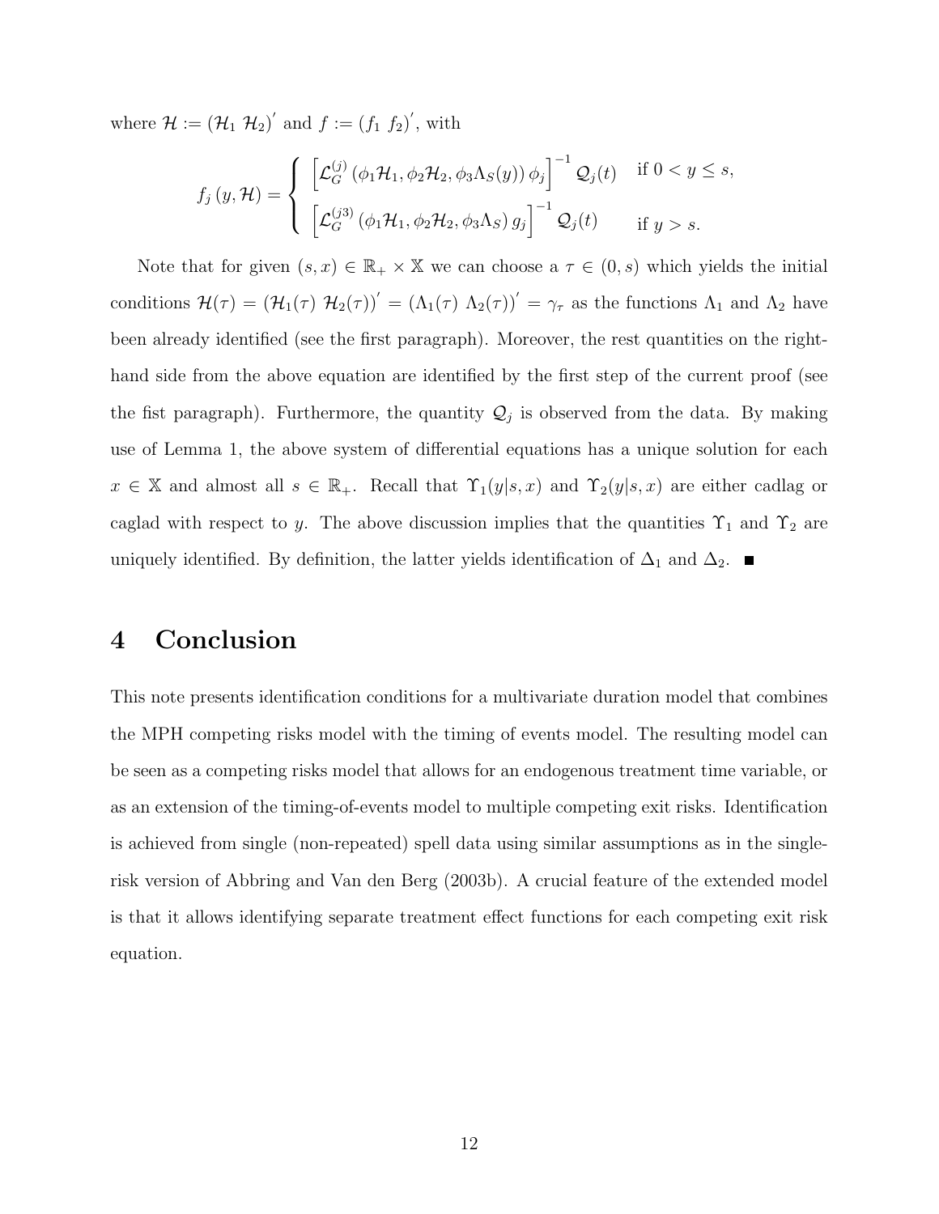where $\mathcal{H} := (\mathcal{H}_1 \ \mathcal{H}_2)'$ and $f := (f_1 \ f_2)'$, with

$$f_j(y, \mathcal{H}) = \begin{cases} \left[\mathcal{L}_G^{(j)}\left(\phi_1\mathcal{H}_1, \phi_2\mathcal{H}_2, \phi_3\Lambda_S(y)\right)\phi_j\right]^{-1}\mathcal{Q}_j(t) & \text{if } 0 < y \leq s, \\ \left[\mathcal{L}_G^{(j3)}\left(\phi_1\mathcal{H}_1, \phi_2\mathcal{H}_2, \phi_3\Lambda_S\right)g_j\right]^{-1}\mathcal{Q}_j(t) & \text{if } y > s. \end{cases}$$

Note that for given $(s, x) \in \mathbb{R}_+ \times \mathbb{X}$ we can choose a $\tau \in (0, s)$ which yields the initial conditions $\mathcal{H}(\tau) = (\mathcal{H}_1(\tau) \ \mathcal{H}_2(\tau))' = (\Lambda_1(\tau) \ \Lambda_2(\tau))' = \gamma_\tau$ as the functions $\Lambda_1$ and $\Lambda_2$ have been already identified (see the first paragraph). Moreover, the rest quantities on the right-hand side from the above equation are identified by the first step of the current proof (see the fist paragraph). Furthermore, the quantity $\mathcal{Q}_j$ is observed from the data. By making use of Lemma 1, the above system of differential equations has a unique solution for each $x \in \mathbb{X}$ and almost all $s \in \mathbb{R}_+$. Recall that $\Upsilon_1(y|s, x)$ and $\Upsilon_2(y|s, x)$ are either cadlag or caglad with respect to $y$. The above discussion implies that the quantities $\Upsilon_1$ and $\Upsilon_2$ are uniquely identified. By definition, the latter yields identification of $\Delta_1$ and $\Delta_2$. ■

# 4 Conclusion

This note presents identification conditions for a multivariate duration model that combines the MPH competing risks model with the timing of events model. The resulting model can be seen as a competing risks model that allows for an endogenous treatment time variable, or as an extension of the timing-of-events model to multiple competing exit risks. Identification is achieved from single (non-repeated) spell data using similar assumptions as in the single-risk version of Abbring and Van den Berg (2003b). A crucial feature of the extended model is that it allows identifying separate treatment effect functions for each competing exit risk equation.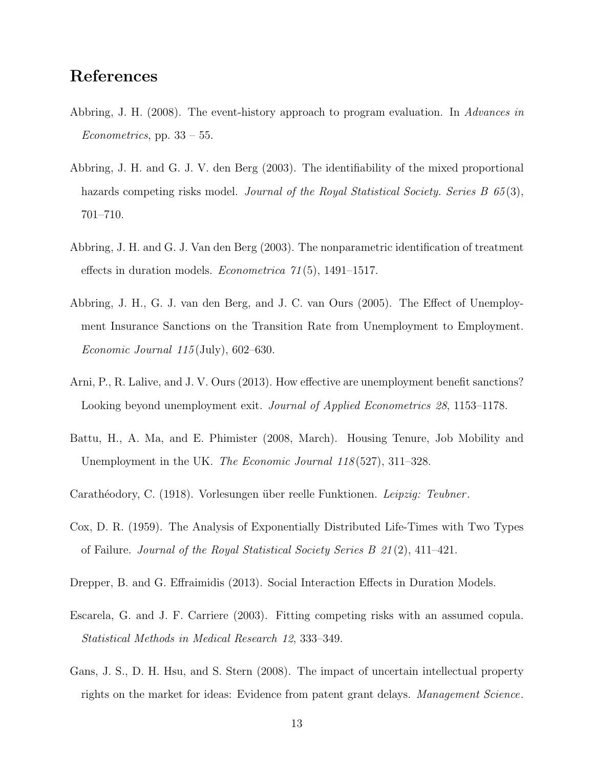# References

Abbring, J. H. (2008). The event-history approach to program evaluation. In *Advances in Econometrics*, pp. 33 – 55.

Abbring, J. H. and G. J. V. den Berg (2003). The identifiability of the mixed proportional hazards competing risks model. *Journal of the Royal Statistical Society. Series B 65*(3), 701–710.

Abbring, J. H. and G. J. Van den Berg (2003). The nonparametric identification of treatment effects in duration models. *Econometrica 71*(5), 1491–1517.

Abbring, J. H., G. J. van den Berg, and J. C. van Ours (2005). The Effect of Unemployment Insurance Sanctions on the Transition Rate from Unemployment to Employment. *Economic Journal 115*(July), 602–630.

Arni, P., R. Lalive, and J. V. Ours (2013). How effective are unemployment benefit sanctions? Looking beyond unemployment exit. *Journal of Applied Econometrics 28*, 1153–1178.

Battu, H., A. Ma, and E. Phimister (2008, March). Housing Tenure, Job Mobility and Unemployment in the UK. *The Economic Journal 118*(527), 311–328.

Carathéodory, C. (1918). Vorlesungen über reelle Funktionen. *Leipzig: Teubner*.

Cox, D. R. (1959). The Analysis of Exponentially Distributed Life-Times with Two Types of Failure. *Journal of the Royal Statistical Society Series B 21*(2), 411–421.

Drepper, B. and G. Effraimidis (2013). Social Interaction Effects in Duration Models.

Escarela, G. and J. F. Carriere (2003). Fitting competing risks with an assumed copula. *Statistical Methods in Medical Research 12*, 333–349.

Gans, J. S., D. H. Hsu, and S. Stern (2008). The impact of uncertain intellectual property rights on the market for ideas: Evidence from patent grant delays. *Management Science*.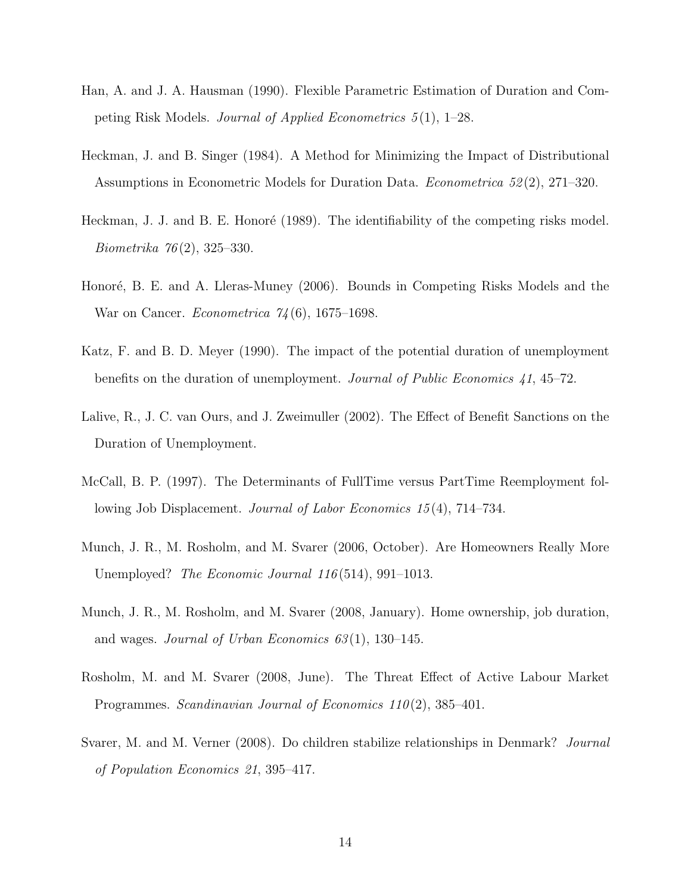Han, A. and J. A. Hausman (1990). Flexible Parametric Estimation of Duration and Competing Risk Models. *Journal of Applied Econometrics 5*(1), 1–28.

Heckman, J. and B. Singer (1984). A Method for Minimizing the Impact of Distributional Assumptions in Econometric Models for Duration Data. *Econometrica 52*(2), 271–320.

Heckman, J. J. and B. E. Honoré (1989). The identifiability of the competing risks model. *Biometrika 76*(2), 325–330.

Honoré, B. E. and A. Lleras-Muney (2006). Bounds in Competing Risks Models and the War on Cancer. *Econometrica 74*(6), 1675–1698.

Katz, F. and B. D. Meyer (1990). The impact of the potential duration of unemployment benefits on the duration of unemployment. *Journal of Public Economics 41*, 45–72.

Lalive, R., J. C. van Ours, and J. Zweimuller (2002). The Effect of Benefit Sanctions on the Duration of Unemployment.

McCall, B. P. (1997). The Determinants of FullTime versus PartTime Reemployment following Job Displacement. *Journal of Labor Economics 15*(4), 714–734.

Munch, J. R., M. Rosholm, and M. Svarer (2006, October). Are Homeowners Really More Unemployed? *The Economic Journal 116*(514), 991–1013.

Munch, J. R., M. Rosholm, and M. Svarer (2008, January). Home ownership, job duration, and wages. *Journal of Urban Economics 63*(1), 130–145.

Rosholm, M. and M. Svarer (2008, June). The Threat Effect of Active Labour Market Programmes. *Scandinavian Journal of Economics 110*(2), 385–401.

Svarer, M. and M. Verner (2008). Do children stabilize relationships in Denmark? *Journal of Population Economics 21*, 395–417.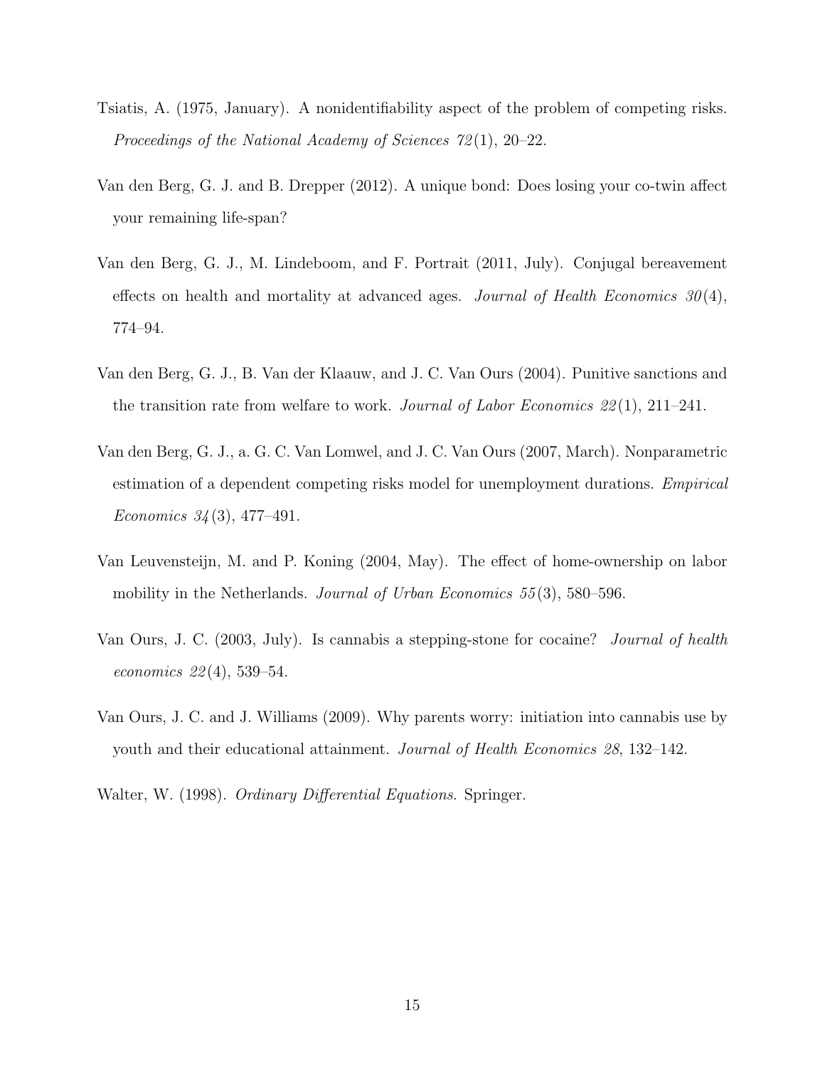Tsiatis, A. (1975, January). A nonidentifiability aspect of the problem of competing risks. *Proceedings of the National Academy of Sciences 72*(1), 20–22.

Van den Berg, G. J. and B. Drepper (2012). A unique bond: Does losing your co-twin affect your remaining life-span?

Van den Berg, G. J., M. Lindeboom, and F. Portrait (2011, July). Conjugal bereavement effects on health and mortality at advanced ages. *Journal of Health Economics 30*(4), 774–94.

Van den Berg, G. J., B. Van der Klaauw, and J. C. Van Ours (2004). Punitive sanctions and the transition rate from welfare to work. *Journal of Labor Economics 22*(1), 211–241.

Van den Berg, G. J., a. G. C. Van Lomwel, and J. C. Van Ours (2007, March). Nonparametric estimation of a dependent competing risks model for unemployment durations. *Empirical Economics 34*(3), 477–491.

Van Leuvensteijn, M. and P. Koning (2004, May). The effect of home-ownership on labor mobility in the Netherlands. *Journal of Urban Economics 55*(3), 580–596.

Van Ours, J. C. (2003, July). Is cannabis a stepping-stone for cocaine? *Journal of health economics 22*(4), 539–54.

Van Ours, J. C. and J. Williams (2009). Why parents worry: initiation into cannabis use by youth and their educational attainment. *Journal of Health Economics 28*, 132–142.

Walter, W. (1998). *Ordinary Differential Equations*. Springer.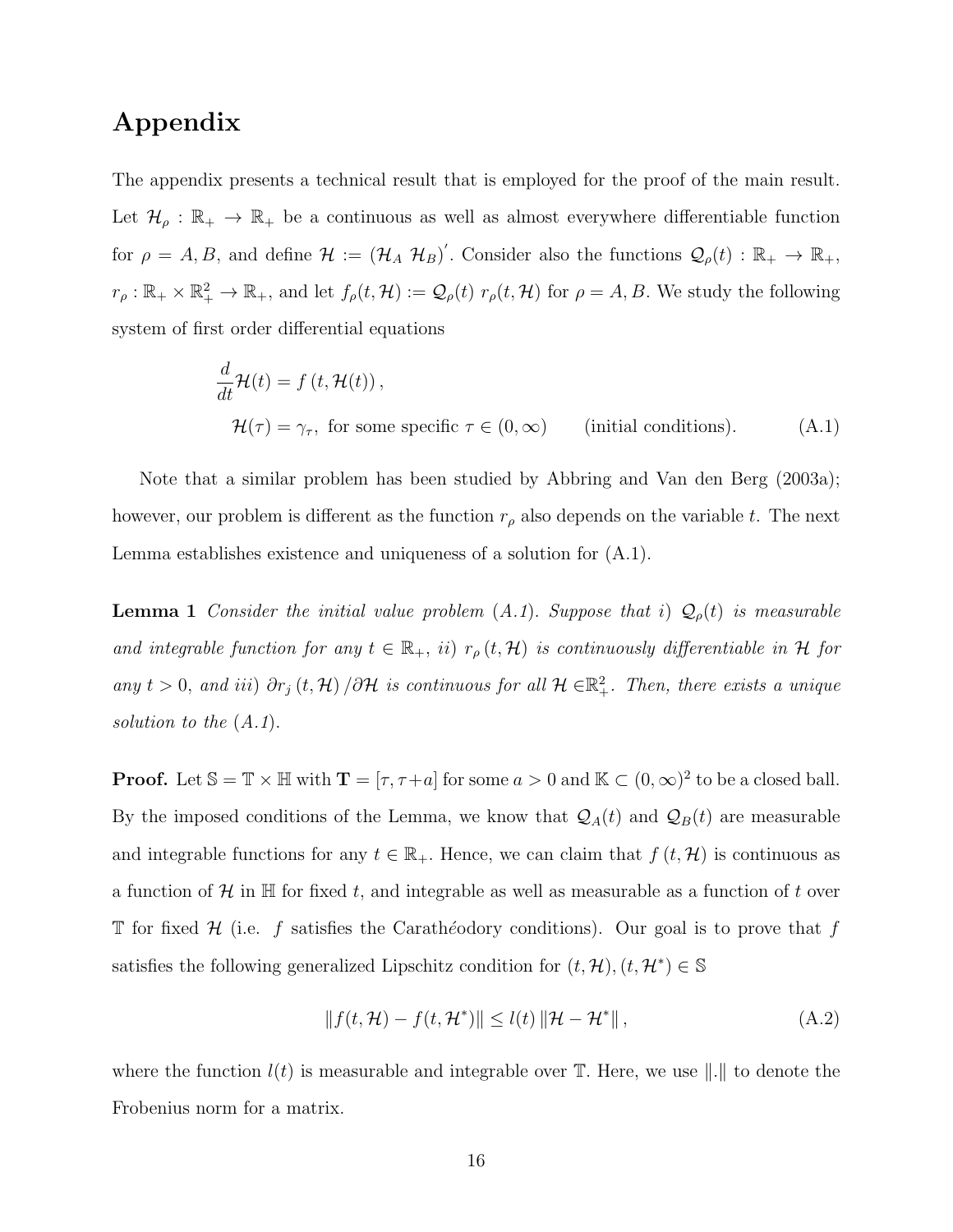# Appendix

The appendix presents a technical result that is employed for the proof of the main result. Let $\mathcal{H}_\rho : \mathbb{R}_+ \to \mathbb{R}_+$ be a continuous as well as almost everywhere differentiable function for $\rho = A, B$, and define $\mathcal{H} := (\mathcal{H}_A \ \mathcal{H}_B)'$. Consider also the functions $\mathcal{Q}_\rho(t) : \mathbb{R}_+ \to \mathbb{R}_+$, $r_\rho : \mathbb{R}_+ \times \mathbb{R}_+^2 \to \mathbb{R}_+$, and let $f_\rho(t, \mathcal{H}) := \mathcal{Q}_\rho(t)\ r_\rho(t, \mathcal{H})$ for $\rho = A, B$. We study the following system of first order differential equations

$$
\begin{aligned}
\frac{d}{dt}\mathcal{H}(t) &= f\left(t, \mathcal{H}(t)\right), \\
\mathcal{H}(\tau) &= \gamma_\tau, \text{ for some specific } \tau \in (0, \infty) \qquad \text{(initial conditions).}
\end{aligned} \tag{A.1}
$$

Note that a similar problem has been studied by Abbring and Van den Berg (2003a); however, our problem is different as the function $r_\rho$ also depends on the variable $t$. The next Lemma establishes existence and uniqueness of a solution for (A.1).

**Lemma 1** *Consider the initial value problem (A.1). Suppose that i) $\mathcal{Q}_\rho(t)$ is measurable and integrable function for any $t \in \mathbb{R}_+$, ii) $r_\rho(t, \mathcal{H})$ is continuously differentiable in $\mathcal{H}$ for any $t > 0$, and iii) $\partial r_j(t, \mathcal{H}) / \partial \mathcal{H}$ is continuous for all $\mathcal{H} \in \mathbb{R}_+^2$. Then, there exists a unique solution to the (A.1).*

**Proof.** Let $\mathbb{S} = \mathbb{T} \times \mathbb{H}$ with $\mathbf{T} = [\tau, \tau + a]$ for some $a > 0$ and $\mathbb{K} \subset (0, \infty)^2$ to be a closed ball. By the imposed conditions of the Lemma, we know that $\mathcal{Q}_A(t)$ and $\mathcal{Q}_B(t)$ are measurable and integrable functions for any $t \in \mathbb{R}_+$. Hence, we can claim that $f(t, \mathcal{H})$ is continuous as a function of $\mathcal{H}$ in $\mathbb{H}$ for fixed $t$, and integrable as well as measurable as a function of $t$ over $\mathbb{T}$ for fixed $\mathcal{H}$ (i.e. $f$ satisfies the Carathéodory conditions). Our goal is to prove that $f$ satisfies the following generalized Lipschitz condition for $(t, \mathcal{H}), (t, \mathcal{H}^*) \in \mathbb{S}$

$$
\| f(t, \mathcal{H}) - f(t, \mathcal{H}^*) \| \leq l(t) \| \mathcal{H} - \mathcal{H}^* \|, \tag{A.2}
$$

where the function $l(t)$ is measurable and integrable over $\mathbb{T}$. Here, we use $\|.\|$ to denote the Frobenius norm for a matrix.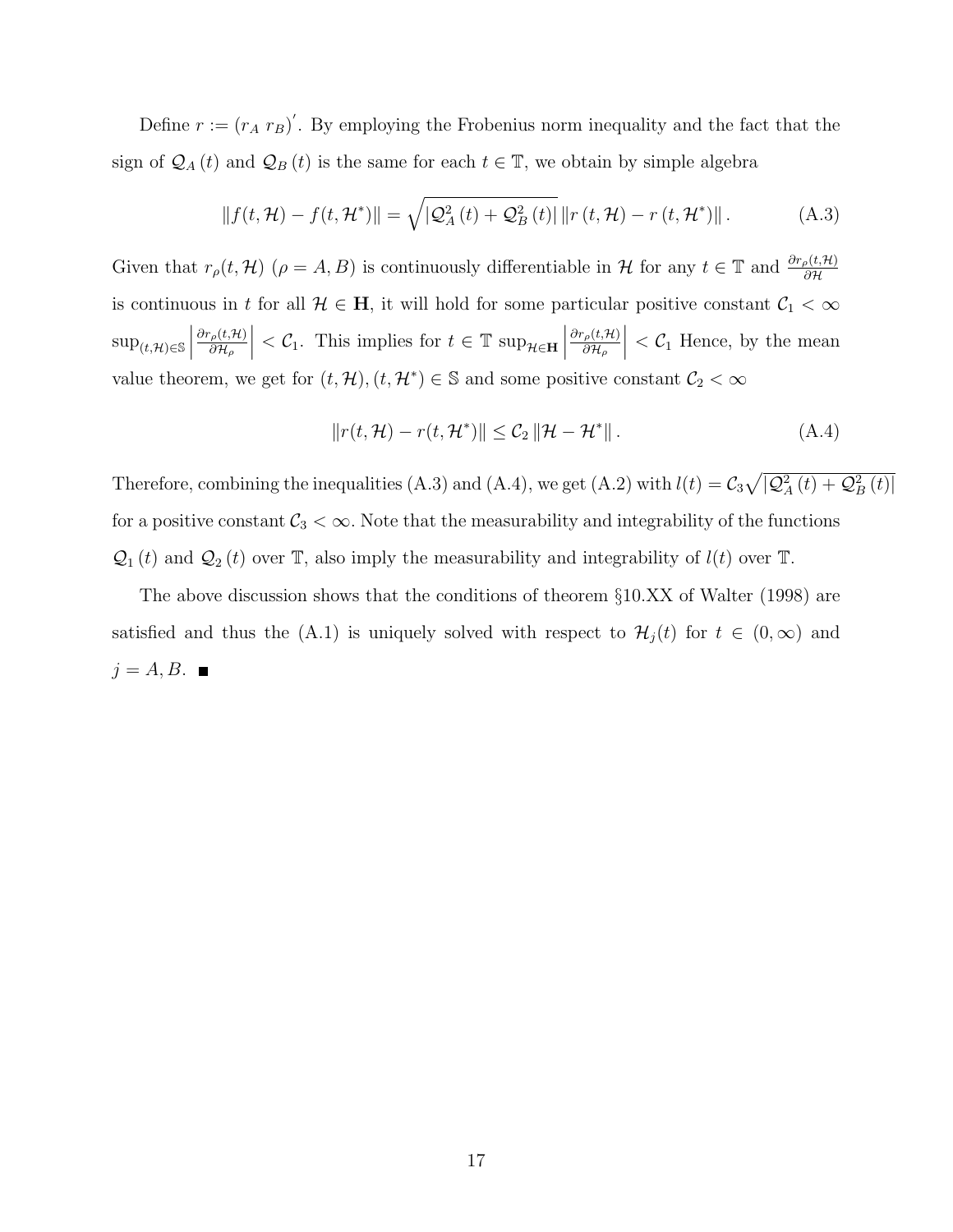Define $r := (r_A \; r_B)^{'}$. By employing the Frobenius norm inequality and the fact that the sign of $\mathcal{Q}_A(t)$ and $\mathcal{Q}_B(t)$ is the same for each $t \in \mathbb{T}$, we obtain by simple algebra

$$\|f(t, \mathcal{H}) - f(t, \mathcal{H}^*)\| = \sqrt{\left|\mathcal{Q}_A^2(t) + \mathcal{Q}_B^2(t)\right|} \, \|r(t, \mathcal{H}) - r(t, \mathcal{H}^*)\| . \tag{A.3}$$

Given that $r_\rho(t, \mathcal{H})$ $(\rho = A, B)$ is continuously differentiable in $\mathcal{H}$ for any $t \in \mathbb{T}$ and $\frac{\partial r_\rho(t,\mathcal{H})}{\partial \mathcal{H}}$ is continuous in $t$ for all $\mathcal{H} \in \mathbf{H}$, it will hold for some particular positive constant $\mathcal{C}_1 < \infty$ $\sup_{(t,\mathcal{H})\in\mathbb{S}} \left|\frac{\partial r_\rho(t,\mathcal{H})}{\partial \mathcal{H}_\rho}\right| < \mathcal{C}_1$. This implies for $t \in \mathbb{T}$ $\sup_{\mathcal{H}\in\mathbf{H}} \left|\frac{\partial r_\rho(t,\mathcal{H})}{\partial \mathcal{H}_\rho}\right| < \mathcal{C}_1$ Hence, by the mean value theorem, we get for $(t, \mathcal{H}), (t, \mathcal{H}^*) \in \mathbb{S}$ and some positive constant $\mathcal{C}_2 < \infty$

$$\|r(t, \mathcal{H}) - r(t, \mathcal{H}^*)\| \leq \mathcal{C}_2 \|\mathcal{H} - \mathcal{H}^*\| . \tag{A.4}$$

Therefore, combining the inequalities (A.3) and (A.4), we get (A.2) with $l(t) = \mathcal{C}_3\sqrt{\left|\mathcal{Q}_A^2(t) + \mathcal{Q}_B^2(t)\right|}$ for a positive constant $\mathcal{C}_3 < \infty$. Note that the measurability and integrability of the functions $\mathcal{Q}_1(t)$ and $\mathcal{Q}_2(t)$ over $\mathbb{T}$, also imply the measurability and integrability of $l(t)$ over $\mathbb{T}$.

The above discussion shows that the conditions of theorem §10.XX of Walter (1998) are satisfied and thus the (A.1) is uniquely solved with respect to $\mathcal{H}_j(t)$ for $t \in (0, \infty)$ and $j = A, B$. ■